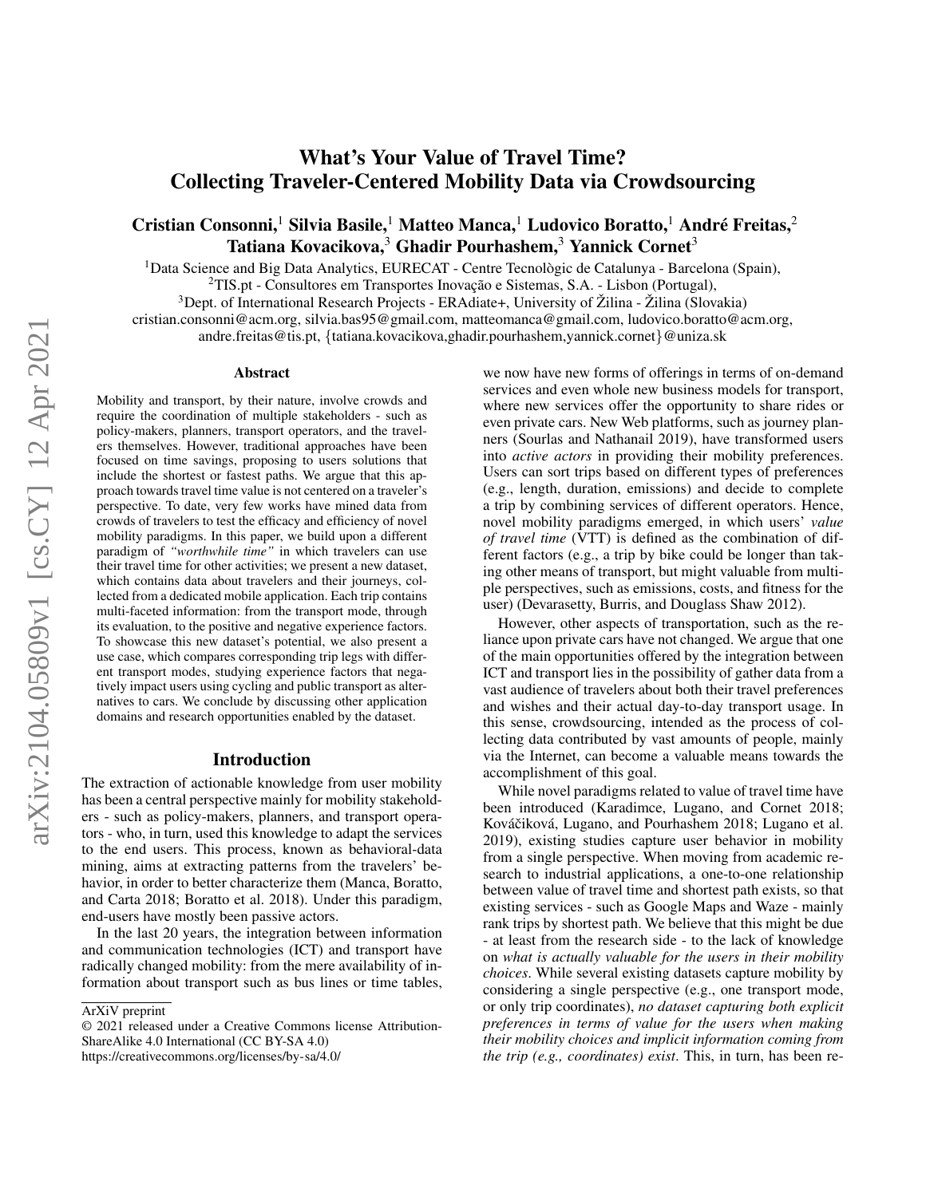# What's Your Value of Travel Time? Collecting Traveler-Centered Mobility Data via Crowdsourcing

**Cristian Consonni,[1] Silvia Basile,[1] Matteo Manca,[1] Ludovico Boratto,[1] André Freitas,[2] Tatiana Kovacikova,[3] Ghadir Pourhashem,[3] Yannick Cornet[3]**

[1]Data Science and Big Data Analytics, EURECAT - Centre Tecnològic de Catalunya - Barcelona (Spain),
[2]TIS.pt - Consultores em Transportes Inovação e Sistemas, S.A. - Lisbon (Portugal),
[3]Dept. of International Research Projects - ERAdiate+, University of Žilina - Žilina (Slovakia)
cristian.consonni@acm.org, silvia.bas95@gmail.com, matteomanca@gmail.com, ludovico.boratto@acm.org, andre.freitas@tis.pt, {tatiana.kovacikova,ghadir.pourhashem,yannick.cornet}@uniza.sk

## Abstract

Mobility and transport, by their nature, involve crowds and require the coordination of multiple stakeholders - such as policy-makers, planners, transport operators, and the travelers themselves. However, traditional approaches have been focused on time savings, proposing to users solutions that include the shortest or fastest paths. We argue that this approach towards travel time value is not centered on a traveler's perspective. To date, very few works have mined data from crowds of travelers to test the efficacy and efficiency of novel mobility paradigms. In this paper, we build upon a different paradigm of *"worthwhile time"* in which travelers can use their travel time for other activities; we present a new dataset, which contains data about travelers and their journeys, collected from a dedicated mobile application. Each trip contains multi-faceted information: from the transport mode, through its evaluation, to the positive and negative experience factors. To showcase this new dataset's potential, we also present a use case, which compares corresponding trip legs with different transport modes, studying experience factors that negatively impact users using cycling and public transport as alternatives to cars. We conclude by discussing other application domains and research opportunities enabled by the dataset.

## Introduction

The extraction of actionable knowledge from user mobility has been a central perspective mainly for mobility stakeholders - such as policy-makers, planners, and transport operators - who, in turn, used this knowledge to adapt the services to the end users. This process, known as behavioral-data mining, aims at extracting patterns from the travelers' behavior, in order to better characterize them (Manca, Boratto, and Carta 2018; Boratto et al. 2018). Under this paradigm, end-users have mostly been passive actors.

In the last 20 years, the integration between information and communication technologies (ICT) and transport have radically changed mobility: from the mere availability of information about transport such as bus lines or time tables, we now have new forms of offerings in terms of on-demand services and even whole new business models for transport, where new services offer the opportunity to share rides or even private cars. New Web platforms, such as journey planners (Sourlas and Nathanail 2019), have transformed users into *active actors* in providing their mobility preferences. Users can sort trips based on different types of preferences (e.g., length, duration, emissions) and decide to complete a trip by combining services of different operators. Hence, novel mobility paradigms emerged, in which users' *value of travel time* (VTT) is defined as the combination of different factors (e.g., a trip by bike could be longer than taking other means of transport, but might valuable from multiple perspectives, such as emissions, costs, and fitness for the user) (Devarasetty, Burris, and Douglass Shaw 2012).

However, other aspects of transportation, such as the reliance upon private cars have not changed. We argue that one of the main opportunities offered by the integration between ICT and transport lies in the possibility of gather data from a vast audience of travelers about both their travel preferences and wishes and their actual day-to-day transport usage. In this sense, crowdsourcing, intended as the process of collecting data contributed by vast amounts of people, mainly via the Internet, can become a valuable means towards the accomplishment of this goal.

While novel paradigms related to value of travel time have been introduced (Karadimce, Lugano, and Cornet 2018; Kováčiková, Lugano, and Pourhashem 2018; Lugano et al. 2019), existing studies capture user behavior in mobility from a single perspective. When moving from academic research to industrial applications, a one-to-one relationship between value of travel time and shortest path exists, so that existing services - such as Google Maps and Waze - mainly rank trips by shortest path. We believe that this might be due - at least from the research side - to the lack of knowledge on *what is actually valuable for the users in their mobility choices*. While several existing datasets capture mobility by considering a single perspective (e.g., one transport mode, or only trip coordinates), *no dataset capturing both explicit preferences in terms of value for the users when making their mobility choices and implicit information coming from the trip (e.g., coordinates) exist*. This, in turn, has been re-

ArXiV preprint
© 2021 released under a Creative Commons license Attribution-ShareAlike 4.0 International (CC BY-SA 4.0)
https://creativecommons.org/licenses/by-sa/4.0/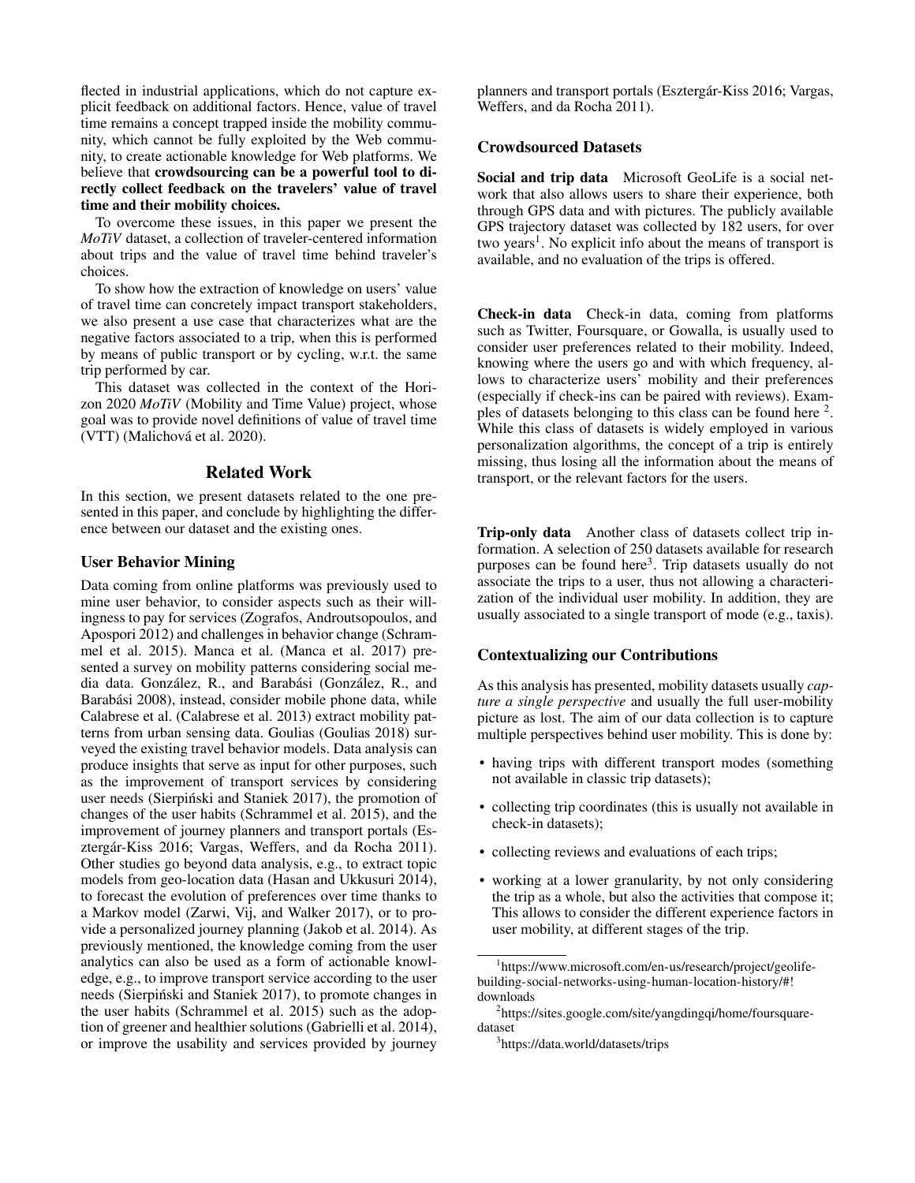flected in industrial applications, which do not capture explicit feedback on additional factors. Hence, value of travel time remains a concept trapped inside the mobility community, which cannot be fully exploited by the Web community, to create actionable knowledge for Web platforms. We believe that **crowdsourcing can be a powerful tool to directly collect feedback on the travelers' value of travel time and their mobility choices.**

To overcome these issues, in this paper we present the *MoTiV* dataset, a collection of traveler-centered information about trips and the value of travel time behind traveler's choices.

To show how the extraction of knowledge on users' value of travel time can concretely impact transport stakeholders, we also present a use case that characterizes what are the negative factors associated to a trip, when this is performed by means of public transport or by cycling, w.r.t. the same trip performed by car.

This dataset was collected in the context of the Horizon 2020 *MoTiV* (Mobility and Time Value) project, whose goal was to provide novel definitions of value of travel time (VTT) (Malichová et al. 2020).

## Related Work

In this section, we present datasets related to the one presented in this paper, and conclude by highlighting the difference between our dataset and the existing ones.

### User Behavior Mining

Data coming from online platforms was previously used to mine user behavior, to consider aspects such as their willingness to pay for services (Zografos, Androutsopoulos, and Apospori 2012) and challenges in behavior change (Schrammel et al. 2015). Manca et al. (Manca et al. 2017) presented a survey on mobility patterns considering social media data. González, R., and Barabási (González, R., and Barabási 2008), instead, consider mobile phone data, while Calabrese et al. (Calabrese et al. 2013) extract mobility patterns from urban sensing data. Goulias (Goulias 2018) surveyed the existing travel behavior models. Data analysis can produce insights that serve as input for other purposes, such as the improvement of transport services by considering user needs (Sierpiński and Staniek 2017), the promotion of changes of the user habits (Schrammel et al. 2015), and the improvement of journey planners and transport portals (Esztergár-Kiss 2016; Vargas, Weffers, and da Rocha 2011). Other studies go beyond data analysis, e.g., to extract topic models from geo-location data (Hasan and Ukkusuri 2014), to forecast the evolution of preferences over time thanks to a Markov model (Zarwi, Vij, and Walker 2017), or to provide a personalized journey planning (Jakob et al. 2014). As previously mentioned, the knowledge coming from the user analytics can also be used as a form of actionable knowledge, e.g., to improve transport service according to the user needs (Sierpiński and Staniek 2017), to promote changes in the user habits (Schrammel et al. 2015) such as the adoption of greener and healthier solutions (Gabrielli et al. 2014), or improve the usability and services provided by journey planners and transport portals (Esztergár-Kiss 2016; Vargas, Weffers, and da Rocha 2011).

### Crowdsourced Datasets

**Social and trip data** Microsoft GeoLife is a social network that also allows users to share their experience, both through GPS data and with pictures. The publicly available GPS trajectory dataset was collected by 182 users, for over two years[1]. No explicit info about the means of transport is available, and no evaluation of the trips is offered.

**Check-in data** Check-in data, coming from platforms such as Twitter, Foursquare, or Gowalla, is usually used to consider user preferences related to their mobility. Indeed, knowing where the users go and with which frequency, allows to characterize users' mobility and their preferences (especially if check-ins can be paired with reviews). Examples of datasets belonging to this class can be found here [2]. While this class of datasets is widely employed in various personalization algorithms, the concept of a trip is entirely missing, thus losing all the information about the means of transport, or the relevant factors for the users.

**Trip-only data** Another class of datasets collect trip information. A selection of 250 datasets available for research purposes can be found here[3]. Trip datasets usually do not associate the trips to a user, thus not allowing a characterization of the individual user mobility. In addition, they are usually associated to a single transport of mode (e.g., taxis).

### Contextualizing our Contributions

As this analysis has presented, mobility datasets usually *capture a single perspective* and usually the full user-mobility picture as lost. The aim of our data collection is to capture multiple perspectives behind user mobility. This is done by:

- having trips with different transport modes (something not available in classic trip datasets);
- collecting trip coordinates (this is usually not available in check-in datasets);
- collecting reviews and evaluations of each trips;
- working at a lower granularity, by not only considering the trip as a whole, but also the activities that compose it; This allows to consider the different experience factors in user mobility, at different stages of the trip.

[1] https://www.microsoft.com/en-us/research/project/geolife-building-social-networks-using-human-location-history/#!downloads

[2] https://sites.google.com/site/yangdingqi/home/foursquare-dataset

[3] https://data.world/datasets/trips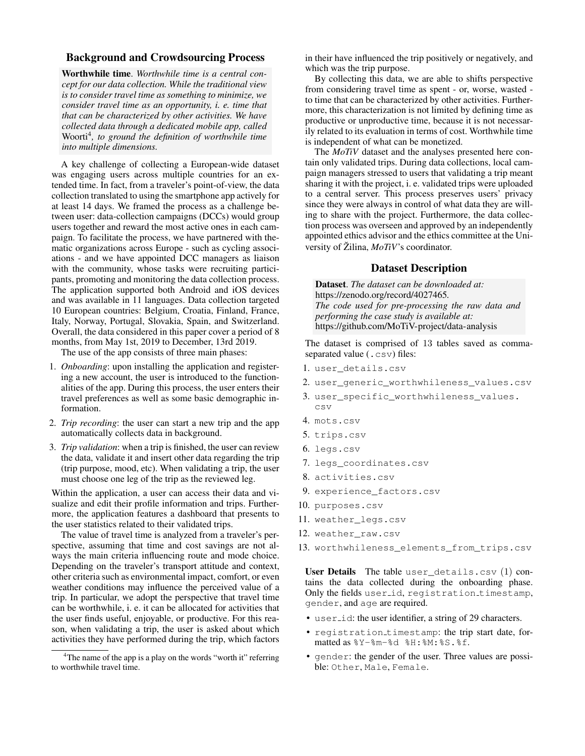## Background and Crowdsourcing Process

**Worthwhile time**. *Worthwhile time is a central concept for our data collection. While the traditional view is to consider travel time as something to minimize, we consider travel time as an opportunity, i. e. time that can be characterized by other activities. We have collected data through a dedicated mobile app, called* Woorti[4]*, to ground the definition of worthwhile time into multiple dimensions.*

A key challenge of collecting a European-wide dataset was engaging users across multiple countries for an extended time. In fact, from a traveler's point-of-view, the data collection translated to using the smartphone app actively for at least 14 days. We framed the process as a challenge between user: data-collection campaigns (DCCs) would group users together and reward the most active ones in each campaign. To facilitate the process, we have partnered with thematic organizations across Europe - such as cycling associations - and we have appointed DCC managers as liaison with the community, whose tasks were recruiting participants, promoting and monitoring the data collection process. The application supported both Android and iOS devices and was available in 11 languages. Data collection targeted 10 European countries: Belgium, Croatia, Finland, France, Italy, Norway, Portugal, Slovakia, Spain, and Switzerland. Overall, the data considered in this paper cover a period of 8 months, from May 1st, 2019 to December, 13rd 2019.

The use of the app consists of three main phases:

1. *Onboarding*: upon installing the application and registering a new account, the user is introduced to the functionalities of the app. During this process, the user enters their travel preferences as well as some basic demographic information.
2. *Trip recording*: the user can start a new trip and the app automatically collects data in background.
3. *Trip validation*: when a trip is finished, the user can review the data, validate it and insert other data regarding the trip (trip purpose, mood, etc). When validating a trip, the user must choose one leg of the trip as the reviewed leg.

Within the application, a user can access their data and visualize and edit their profile information and trips. Furthermore, the application features a dashboard that presents to the user statistics related to their validated trips.

The value of travel time is analyzed from a traveler's perspective, assuming that time and cost savings are not always the main criteria influencing route and mode choice. Depending on the traveler's transport attitude and context, other criteria such as environmental impact, comfort, or even weather conditions may influence the perceived value of a trip. In particular, we adopt the perspective that travel time can be worthwhile, i. e. it can be allocated for activities that the user finds useful, enjoyable, or productive. For this reason, when validating a trip, the user is asked about which activities they have performed during the trip, which factors in their have influenced the trip positively or negatively, and which was the trip purpose.

By collecting this data, we are able to shifts perspective from considering travel time as spent - or, worse, wasted - to time that can be characterized by other activities. Furthermore, this characterization is not limited by defining time as productive or unproductive time, because it is not necessarily related to its evaluation in terms of cost. Worthwhile time is independent of what can be monetized.

The *MoTiV* dataset and the analyses presented here contain only validated trips. During data collections, local campaign managers stressed to users that validating a trip meant sharing it with the project, i. e. validated trips were uploaded to a central server. This process preserves users' privacy since they were always in control of what data they are willing to share with the project. Furthermore, the data collection process was overseen and approved by an independently appointed ethics advisor and the ethics committee at the University of Žilina, *MoTiV*'s coordinator.

[4]The name of the app is a play on the words "worth it" referring to worthwhile travel time.

## Dataset Description

**Dataset**. *The dataset can be downloaded at:*
https://zenodo.org/record/4027465.
*The code used for pre-processing the raw data and performing the case study is available at:*
https://github.com/MoTiV-project/data-analysis

The dataset is comprised of 13 tables saved as comma-separated value (`.csv`) files:

1. `user_details.csv`
2. `user_generic_worthwhileness_values.csv`
3. `user_specific_worthwhileness_values.csv`
4. `mots.csv`
5. `trips.csv`
6. `legs.csv`
7. `legs_coordinates.csv`
8. `activities.csv`
9. `experience_factors.csv`
10. `purposes.csv`
11. `weather_legs.csv`
12. `weather_raw.csv`
13. `worthwhileness_elements_from_trips.csv`

**User Details** The table `user_details.csv` (1) contains the data collected during the onboarding phase. Only the fields `user_id`, `registration_timestamp`, `gender`, and `age` are required.

- `user_id`: the user identifier, a string of 29 characters.
- `registration_timestamp`: the trip start date, formatted as `%Y-%m-%d %H:%M:%S.%f`.
- `gender`: the gender of the user. Three values are possible: `Other`, `Male`, `Female`.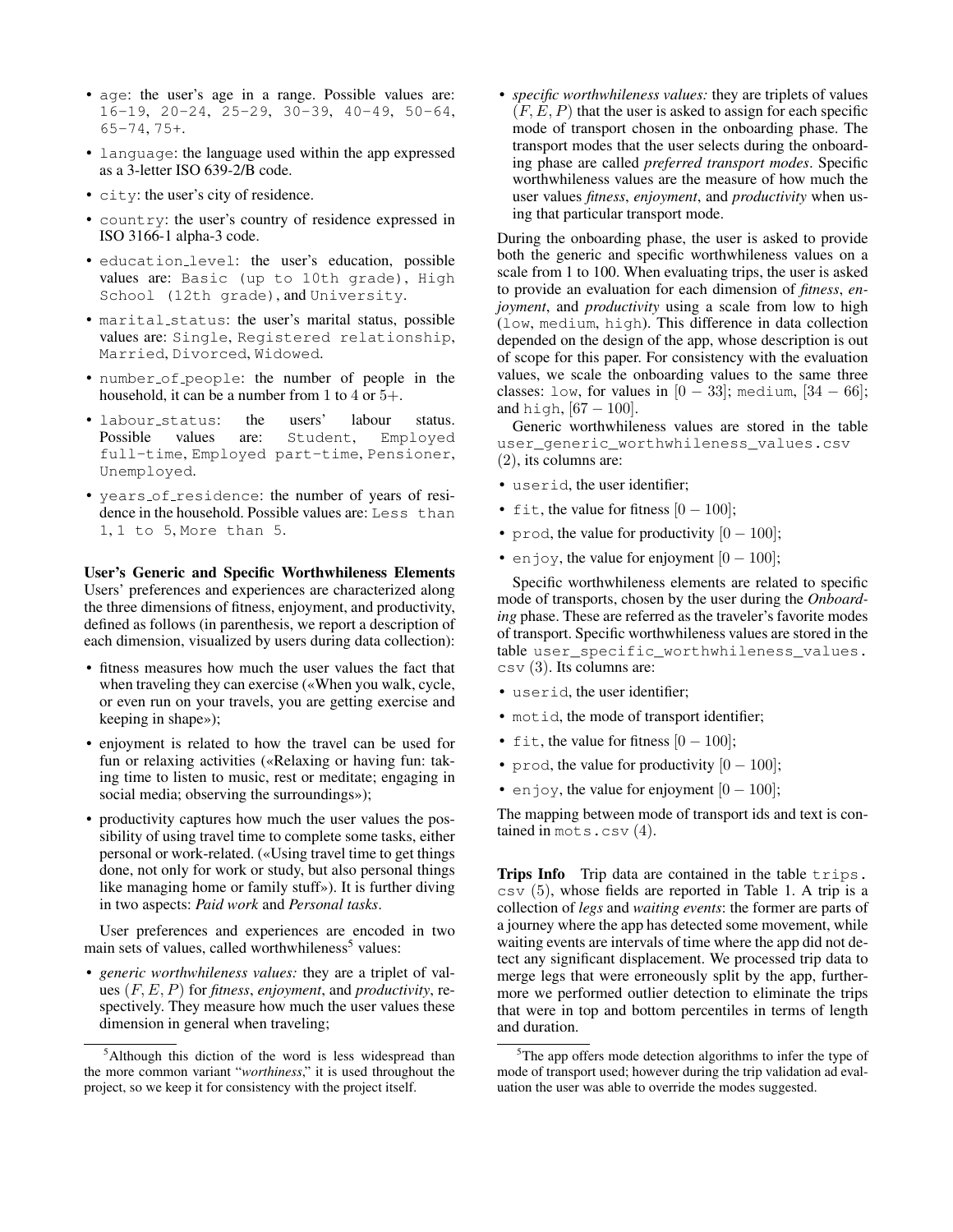- `age`: the user's age in a range. Possible values are: `16-19`, `20-24`, `25-29`, `30-39`, `40-49`, `50-64`, `65-74`, `75+`.
- `language`: the language used within the app expressed as a 3-letter ISO 639-2/B code.
- `city`: the user's city of residence.
- `country`: the user's country of residence expressed in ISO 3166-1 alpha-3 code.
- `education_level`: the user's education, possible values are: `Basic (up to 10th grade)`, `High School (12th grade)`, and `University`.
- `marital_status`: the user's marital status, possible values are: `Single`, `Registered relationship`, `Married`, `Divorced`, `Widowed`.
- `number_of_people`: the number of people in the household, it can be a number from 1 to 4 or 5+.
- `labour_status`: the users' labour status. Possible values are: `Student`, `Employed full-time`, `Employed part-time`, `Pensioner`, `Unemployed`.
- `years_of_residence`: the number of years of residence in the household. Possible values are: `Less than 1`, `1 to 5`, `More than 5`.

**User's Generic and Specific Worthwhileness Elements** Users' preferences and experiences are characterized along the three dimensions of fitness, enjoyment, and productivity, defined as follows (in parenthesis, we report a description of each dimension, visualized by users during data collection):

- fitness measures how much the user values the fact that when traveling they can exercise («When you walk, cycle, or even run on your travels, you are getting exercise and keeping in shape»);
- enjoyment is related to how the travel can be used for fun or relaxing activities («Relaxing or having fun: taking time to listen to music, rest or meditate; engaging in social media; observing the surroundings»);
- productivity captures how much the user values the possibility of using travel time to complete some tasks, either personal or work-related. («Using travel time to get things done, not only for work or study, but also personal things like managing home or family stuff»). It is further diving in two aspects: *Paid work* and *Personal tasks*.

User preferences and experiences are encoded in two main sets of values, called worthwhileness[5] values:

- *generic worthwhileness values:* they are a triplet of values $(F, E, P)$ for *fitness*, *enjoyment*, and *productivity*, respectively. They measure how much the user values these dimension in general when traveling;
- *specific worthwhileness values:* they are triplets of values $(F, E, P)$ that the user is asked to assign for each specific mode of transport chosen in the onboarding phase. The transport modes that the user selects during the onboarding phase are called *preferred transport modes*. Specific worthwhileness values are the measure of how much the user values *fitness*, *enjoyment*, and *productivity* when using that particular transport mode.

During the onboarding phase, the user is asked to provide both the generic and specific worthwhileness values on a scale from 1 to 100. When evaluating trips, the user is asked to provide an evaluation for each dimension of *fitness*, *enjoyment*, and *productivity* using a scale from low to high (`low`, `medium`, `high`). This difference in data collection depended on the design of the app, whose description is out of scope for this paper. For consistency with the evaluation values, we scale the onboarding values to the same three classes: `low`, for values in $[0-33]$; `medium`, $[34-66]$; and `high`, $[67-100]$.

Generic worthwhileness values are stored in the table `user_generic_worthwhileness_values.csv` (2), its columns are:

- `userid`, the user identifier;
- `fit`, the value for fitness $[0-100]$;
- `prod`, the value for productivity $[0-100]$;
- `enjoy`, the value for enjoyment $[0-100]$;

Specific worthwhileness elements are related to specific mode of transports, chosen by the user during the *Onboarding* phase. These are referred as the traveler's favorite modes of transport. Specific worthwhileness values are stored in the table `user_specific_worthwhileness_values.csv` (3). Its columns are:

- `userid`, the user identifier;
- `motid`, the mode of transport identifier;
- `fit`, the value for fitness $[0-100]$;
- `prod`, the value for productivity $[0-100]$;
- `enjoy`, the value for enjoyment $[0-100]$;

The mapping between mode of transport ids and text is contained in `mots.csv` (4).

**Trips Info** Trip data are contained in the table `trips.csv` (5), whose fields are reported in Table 1. A trip is a collection of *legs* and *waiting events*: the former are parts of a journey where the app has detected some movement, while waiting events are intervals of time where the app did not detect any significant displacement. We processed trip data to merge legs that were erroneously split by the app, furthermore we performed outlier detection to eliminate the trips that were in top and bottom percentiles in terms of length and duration.

[5]Although this diction of the word is less widespread than the more common variant "*worthiness*," it is used throughout the project, so we keep it for consistency with the project itself.

[5]The app offers mode detection algorithms to infer the type of mode of transport used; however during the trip validation ad evaluation the user was able to override the modes suggested.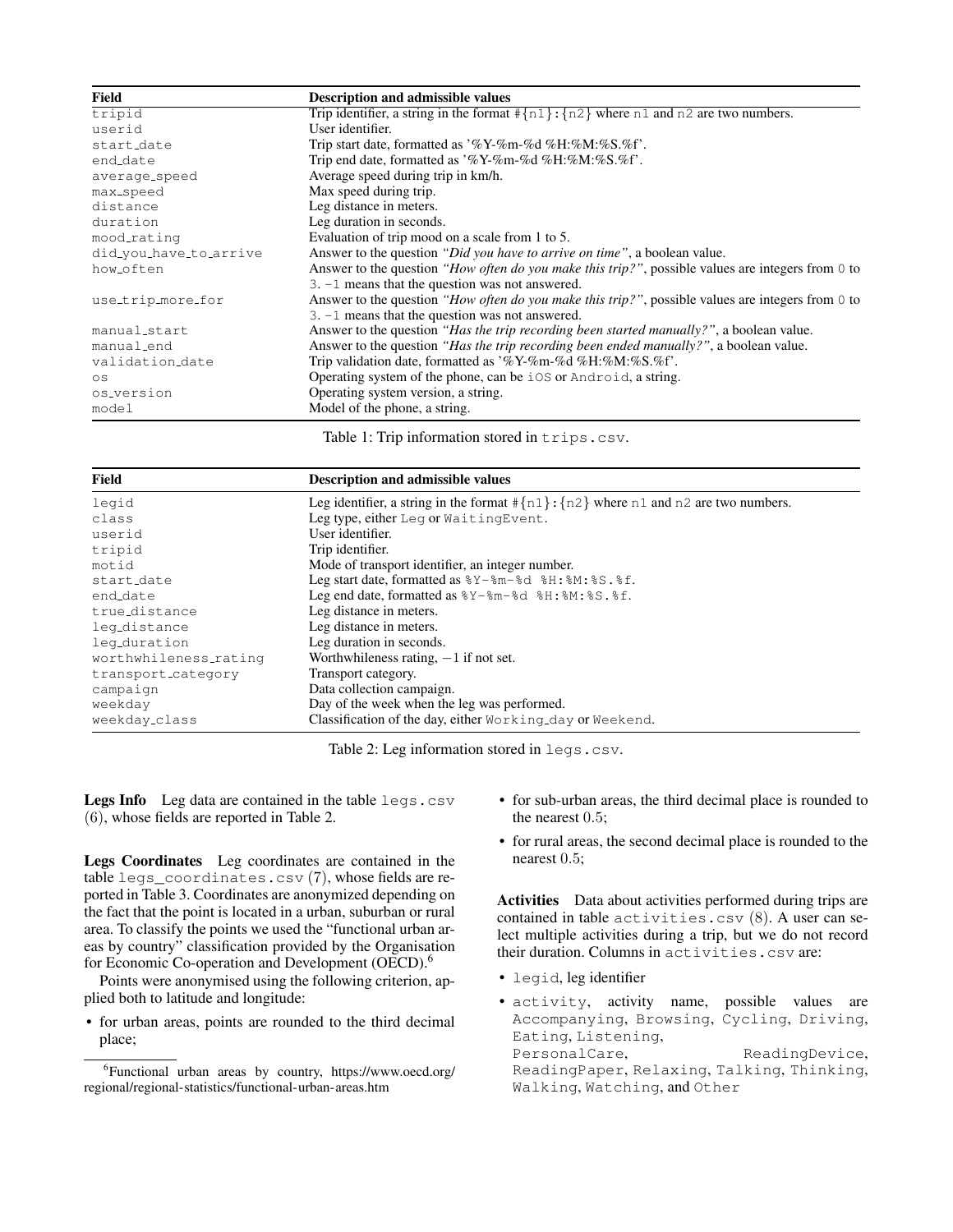| Field | Description and admissible values |
| --- | --- |
| tripid | Trip identifier, a string in the format #{n1}:{n2} where n1 and n2 are two numbers. |
| userid | User identifier. |
| start_date | Trip start date, formatted as '%Y-%m-%d %H:%M:%S.%f'. |
| end_date | Trip end date, formatted as '%Y-%m-%d %H:%M:%S.%f'. |
| average_speed | Average speed during trip in km/h. |
| max_speed | Max speed during trip. |
| distance | Leg distance in meters. |
| duration | Leg duration in seconds. |
| mood_rating | Evaluation of trip mood on a scale from 1 to 5. |
| did_you_have_to_arrive | Answer to the question *"Did you have to arrive on time"*, a boolean value. |
| how_often | Answer to the question *"How often do you make this trip?"*, possible values are integers from 0 to 3. -1 means that the question was not answered. |
| use_trip_more_for | Answer to the question *"How often do you make this trip?"*, possible values are integers from 0 to 3. -1 means that the question was not answered. |
| manual_start | Answer to the question *"Has the trip recording been started manually?"*, a boolean value. |
| manual_end | Answer to the question *"Has the trip recording been ended manually?"*, a boolean value. |
| validation_date | Trip validation date, formatted as '%Y-%m-%d %H:%M:%S.%f'. |
| os | Operating system of the phone, can be iOS or Android, a string. |
| os_version | Operating system version, a string. |
| model | Model of the phone, a string. |

Table 1: Trip information stored in trips.csv.

| Field | Description and admissible values |
| --- | --- |
| legid | Leg identifier, a string in the format #{n1}:{n2} where n1 and n2 are two numbers. |
| class | Leg type, either Leg or WaitingEvent. |
| userid | User identifier. |
| tripid | Trip identifier. |
| motid | Mode of transport identifier, an integer number. |
| start_date | Leg start date, formatted as %Y-%m-%d %H:%M:%S.%f. |
| end_date | Leg end date, formatted as %Y-%m-%d %H:%M:%S.%f. |
| true_distance | Leg distance in meters. |
| leg_distance | Leg distance in meters. |
| leg_duration | Leg duration in seconds. |
| worthwhileness_rating | Worthwhileness rating, $-1$ if not set. |
| transport_category | Transport category. |
| campaign | Data collection campaign. |
| weekday | Day of the week when the leg was performed. |
| weekday_class | Classification of the day, either Working_day or Weekend. |

Table 2: Leg information stored in legs.csv.

**Legs Info** Leg data are contained in the table legs.csv (6), whose fields are reported in Table 2.

**Legs Coordinates** Leg coordinates are contained in the table legs_coordinates.csv (7), whose fields are reported in Table 3. Coordinates are anonymized depending on the fact that the point is located in a urban, suburban or rural area. To classify the points we used the "functional urban areas by country" classification provided by the Organisation for Economic Co-operation and Development (OECD).[6]

Points were anonymised using the following criterion, applied both to latitude and longitude:

- for urban areas, points are rounded to the third decimal place;
- for sub-urban areas, the third decimal place is rounded to the nearest 0.5;
- for rural areas, the second decimal place is rounded to the nearest 0.5;

[6] Functional urban areas by country, https://www.oecd.org/regional/regional-statistics/functional-urban-areas.htm

**Activities** Data about activities performed during trips are contained in table activities.csv (8). A user can select multiple activities during a trip, but we do not record their duration. Columns in activities.csv are:

- legid, leg identifier
- activity, activity name, possible values are Accompanying, Browsing, Cycling, Driving, Eating, Listening, PersonalCare, ReadingDevice, ReadingPaper, Relaxing, Talking, Thinking, Walking, Watching, and Other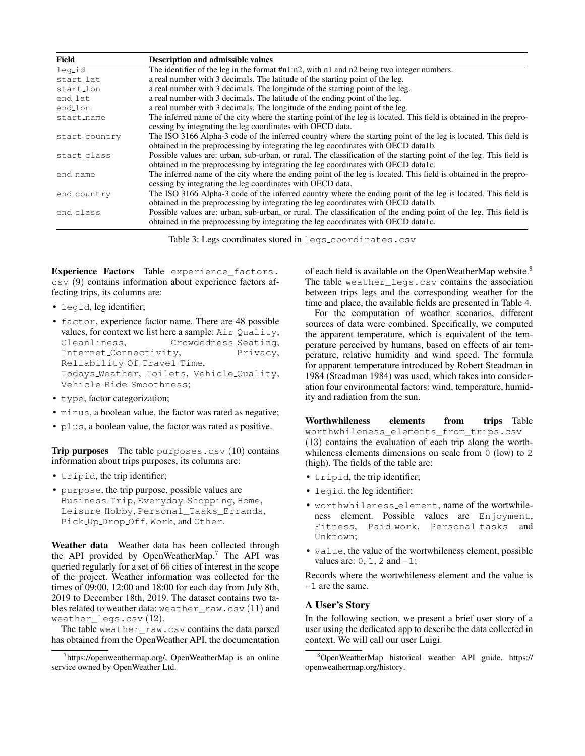| Field | Description and admissible values |
|---|---|
| leg_id | The identifier of the leg in the format #n1:n2, with n1 and n2 being two integer numbers. |
| start_lat | a real number with 3 decimals. The latitude of the starting point of the leg. |
| start_lon | a real number with 3 decimals. The longitude of the starting point of the leg. |
| end_lat | a real number with 3 decimals. The latitude of the ending point of the leg. |
| end_lon | a real number with 3 decimals. The longitude of the ending point of the leg. |
| start_name | The inferred name of the city where the starting point of the leg is located. This field is obtained in the preprocessing by integrating the leg coordinates with OECD data. |
| start_country | The ISO 3166 Alpha-3 code of the inferred country where the starting point of the leg is located. This field is obtained in the preprocessing by integrating the leg coordinates with OECD data1b. |
| start_class | Possible values are: urban, sub-urban, or rural. The classification of the starting point of the leg. This field is obtained in the preprocessing by integrating the leg coordinates with OECD data1c. |
| end_name | The inferred name of the city where the ending point of the leg is located. This field is obtained in the preprocessing by integrating the leg coordinates with OECD data. |
| end_country | The ISO 3166 Alpha-3 code of the inferred country where the ending point of the leg is located. This field is obtained in the preprocessing by integrating the leg coordinates with OECD data1b. |
| end_class | Possible values are: urban, sub-urban, or rural. The classification of the ending point of the leg. This field is obtained in the preprocessing by integrating the leg coordinates with OECD data1c. |

Table 3: Legs coordinates stored in legs_coordinates.csv

**Experience Factors** Table experience_factors.csv (9) contains information about experience factors affecting trips, its columns are:

- legid, leg identifier;
- factor, experience factor name. There are 48 possible values, for context we list here a sample: Air_Quality, Cleanliness, Crowdedness_Seating, Internet_Connectivity, Privacy, Reliability_Of_Travel_Time, Todays_Weather, Toilets, Vehicle_Quality, Vehicle_Ride_Smoothness;
- type, factor categorization;
- minus, a boolean value, the factor was rated as negative;
- plus, a boolean value, the factor was rated as positive.

**Trip purposes** The table purposes.csv (10) contains information about trips purposes, its columns are:

- tripid, the trip identifier;
- purpose, the trip purpose, possible values are Business_Trip, Everyday_Shopping, Home, Leisure_Hobby, Personal_Tasks_Errands, Pick_Up_Drop_Off, Work, and Other.

**Weather data** Weather data has been collected through the API provided by OpenWeatherMap.[7] The API was queried regularly for a set of 66 cities of interest in the scope of the project. Weather information was collected for the times of 09:00, 12:00 and 18:00 for each day from July 8th, 2019 to December 18th, 2019. The dataset contains two tables related to weather data: weather_raw.csv (11) and weather_legs.csv (12).

The table weather_raw.csv contains the data parsed has obtained from the OpenWeather API, the documentation of each field is available on the OpenWeatherMap website.[8] The table weather_legs.csv contains the association between trips legs and the corresponding weather for the time and place, the available fields are presented in Table 4.

For the computation of weather scenarios, different sources of data were combined. Specifically, we computed the apparent temperature, which is equivalent of the temperature perceived by humans, based on effects of air temperature, relative humidity and wind speed. The formula for apparent temperature introduced by Robert Steadman in 1984 (Steadman 1984) was used, which takes into consideration four environmental factors: wind, temperature, humidity and radiation from the sun.

**Worthwhileness elements from trips** Table worthwhileness_elements_from_trips.csv (13) contains the evaluation of each trip along the worthwhileness elements dimensions on scale from 0 (low) to 2 (high). The fields of the table are:

- tripid, the trip identifier;
- legid. the leg identifier;
- worthwhileness_element, name of the wortwhileness element. Possible values are Enjoyment, Fitness, Paid_work, Personal_tasks and Unknown;
- value, the value of the wortwhileness element, possible values are: 0, 1, 2 and -1;

Records where the wortwhileness element and the value is -1 are the same.

## A User's Story

In the following section, we present a brief user story of a user using the dedicated app to describe the data collected in context. We will call our user Luigi.

[7] https://openweathermap.org/, OpenWeatherMap is an online service owned by OpenWeather Ltd.

[8] OpenWeatherMap historical weather API guide, https://openweathermap.org/history.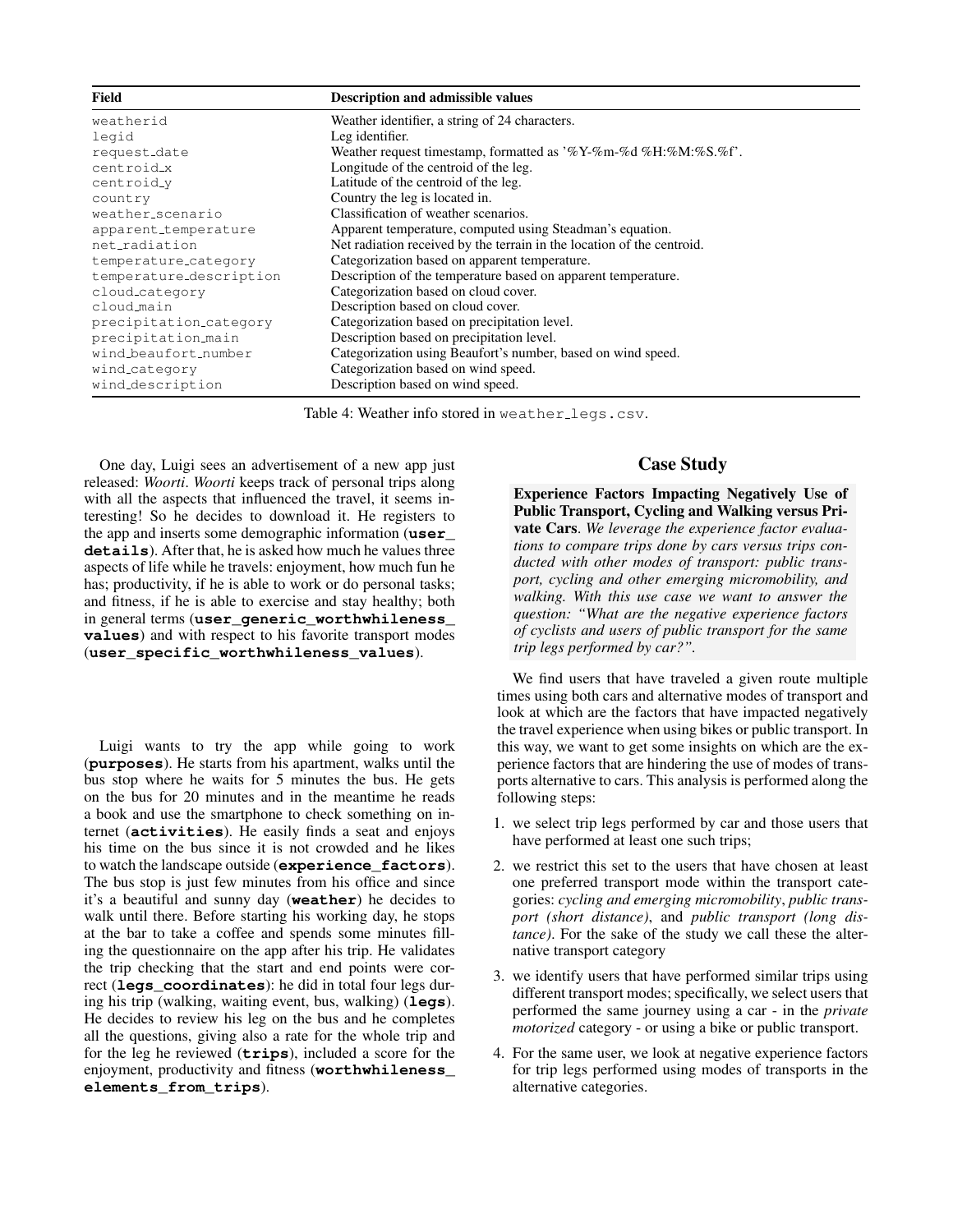| Field | Description and admissible values |
|---|---|
| weatherid | Weather identifier, a string of 24 characters. |
| legid | Leg identifier. |
| request_date | Weather request timestamp, formatted as '%Y-%m-%d %H:%M:%S.%f'. |
| centroid_x | Longitude of the centroid of the leg. |
| centroid_y | Latitude of the centroid of the leg. |
| country | Country the leg is located in. |
| weather_scenario | Classification of weather scenarios. |
| apparent_temperature | Apparent temperature, computed using Steadman's equation. |
| net_radiation | Net radiation received by the terrain in the location of the centroid. |
| temperature_category | Categorization based on apparent temperature. |
| temperature_description | Description of the temperature based on apparent temperature. |
| cloud_category | Categorization based on cloud cover. |
| cloud_main | Description based on cloud cover. |
| precipitation_category | Categorization based on precipitation level. |
| precipitation_main | Description based on precipitation level. |
| wind_beaufort_number | Categorization using Beaufort's number, based on wind speed. |
| wind_category | Categorization based on wind speed. |
| wind_description | Description based on wind speed. |

Table 4: Weather info stored in weather_legs.csv.

One day, Luigi sees an advertisement of a new app just released: *Woorti*. *Woorti* keeps track of personal trips along with all the aspects that influenced the travel, it seems interesting! So he decides to download it. He registers to the app and inserts some demographic information (**user_details**). After that, he is asked how much he values three aspects of life while he travels: enjoyment, how much fun he has; productivity, if he is able to work or do personal tasks; and fitness, if he is able to exercise and stay healthy; both in general terms (**user_generic_worthwhileness_values**) and with respect to his favorite transport modes (**user_specific_worthwhileness_values**).

Luigi wants to try the app while going to work (**purposes**). He starts from his apartment, walks until the bus stop where he waits for 5 minutes the bus. He gets on the bus for 20 minutes and in the meantime he reads a book and use the smartphone to check something on internet (**activities**). He easily finds a seat and enjoys his time on the bus since it is not crowded and he likes to watch the landscape outside (**experience_factors**). The bus stop is just few minutes from his office and since it's a beautiful and sunny day (**weather**) he decides to walk until there. Before starting his working day, he stops at the bar to take a coffee and spends some minutes filling the questionnaire on the app after his trip. He validates the trip checking that the start and end points were correct (**legs_coordinates**): he did in total four legs during his trip (walking, waiting event, bus, walking) (**legs**). He decides to review his leg on the bus and he completes all the questions, giving also a rate for the whole trip and for the leg he reviewed (**trips**), included a score for the enjoyment, productivity and fitness (**worthwhileness_elements_from_trips**).

## Case Study

**Experience Factors Impacting Negatively Use of Public Transport, Cycling and Walking versus Private Cars**. *We leverage the experience factor evaluations to compare trips done by cars versus trips conducted with other modes of transport: public transport, cycling and other emerging micromobility, and walking. With this use case we want to answer the question: "What are the negative experience factors of cyclists and users of public transport for the same trip legs performed by car?".*

We find users that have traveled a given route multiple times using both cars and alternative modes of transport and look at which are the factors that have impacted negatively the travel experience when using bikes or public transport. In this way, we want to get some insights on which are the experience factors that are hindering the use of modes of transports alternative to cars. This analysis is performed along the following steps:

1. we select trip legs performed by car and those users that have performed at least one such trips;
2. we restrict this set to the users that have chosen at least one preferred transport mode within the transport categories: *cycling and emerging micromobility*, *public transport (short distance)*, and *public transport (long distance)*. For the sake of the study we call these the alternative transport category
3. we identify users that have performed similar trips using different transport modes; specifically, we select users that performed the same journey using a car - in the *private motorized* category - or using a bike or public transport.
4. For the same user, we look at negative experience factors for trip legs performed using modes of transports in the alternative categories.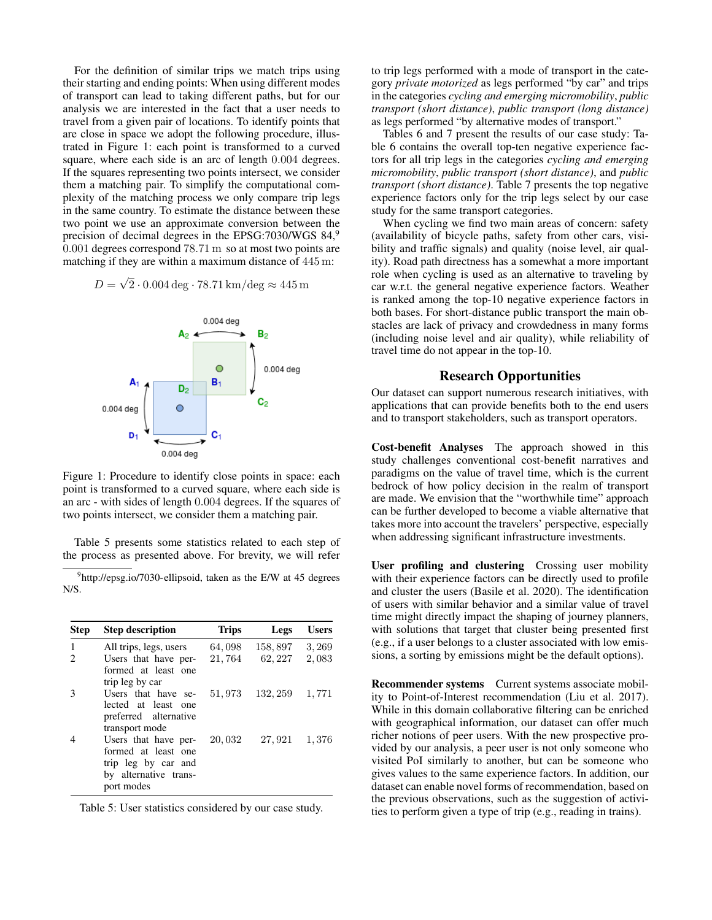For the definition of similar trips we match trips using their starting and ending points: When using different modes of transport can lead to taking different paths, but for our analysis we are interested in the fact that a user needs to travel from a given pair of locations. To identify points that are close in space we adopt the following procedure, illustrated in Figure 1: each point is transformed to a curved square, where each side is an arc of length $0.004$ degrees. If the squares representing two points intersect, we consider them a matching pair. To simplify the computational complexity of the matching process we only compare trip legs in the same country. To estimate the distance between these two point we use an approximate conversion between the precision of decimal degrees in the EPSG:7030/WGS 84,[9] $0.001$ degrees correspond $78.71\,\mathrm{m}$ so at most two points are matching if they are within a maximum distance of $445\,\mathrm{m}$:

$$D = \sqrt{2} \cdot 0.004\,\mathrm{deg} \cdot 78.71\,\mathrm{km/deg} \approx 445\,\mathrm{m}$$

Figure 1: Procedure to identify close points in space: each point is transformed to a curved square, where each side is an arc - with sides of length 0.004 degrees. If the squares of two points intersect, we consider them a matching pair.

Table 5 presents some statistics related to each step of the process as presented above. For brevity, we will refer to trip legs performed with a mode of transport in the category *private motorized* as legs performed "by car" and trips in the categories *cycling and emerging micromobility*, *public transport (short distance)*, *public transport (long distance)* as legs performed "by alternative modes of transport."

[9] http://epsg.io/7030-ellipsoid, taken as the E/W at 45 degrees N/S.

| Step | Step description | Trips | Legs | Users |
|---|---|---|---|---|
| 1 | All trips, legs, users | $64,098$ | $158,897$ | $3,269$ |
| 2 | Users that have performed at least one trip leg by car | $21,764$ | $62,227$ | $2,083$ |
| 3 | Users that have selected at least one preferred alternative transport mode | $51,973$ | $132,259$ | $1,771$ |
| 4 | Users that have performed at least one trip leg by car and by alternative transport modes | $20,032$ | $27,921$ | $1,376$ |

Table 5: User statistics considered by our case study.

Tables 6 and 7 present the results of our case study: Table 6 contains the overall top-ten negative experience factors for all trip legs in the categories *cycling and emerging micromobility*, *public transport (short distance)*, and *public transport (short distance)*. Table 7 presents the top negative experience factors only for the trip legs select by our case study for the same transport categories.

When cycling we find two main areas of concern: safety (availability of bicycle paths, safety from other cars, visibility and traffic signals) and quality (noise level, air quality). Road path directness has a somewhat a more important role when cycling is used as an alternative to traveling by car w.r.t. the general negative experience factors. Weather is ranked among the top-10 negative experience factors in both bases. For short-distance public transport the main obstacles are lack of privacy and crowdedness in many forms (including noise level and air quality), while reliability of travel time do not appear in the top-10.

## Research Opportunities

Our dataset can support numerous research initiatives, with applications that can provide benefits both to the end users and to transport stakeholders, such as transport operators.

**Cost-benefit Analyses** The approach showed in this study challenges conventional cost-benefit narratives and paradigms on the value of travel time, which is the current bedrock of how policy decision in the realm of transport are made. We envision that the "worthwhile time" approach can be further developed to become a viable alternative that takes more into account the travelers' perspective, especially when addressing significant infrastructure investments.

**User profiling and clustering** Crossing user mobility with their experience factors can be directly used to profile and cluster the users (Basile et al. 2020). The identification of users with similar behavior and a similar value of travel time might directly impact the shaping of journey planners, with solutions that target that cluster being presented first (e.g., if a user belongs to a cluster associated with low emissions, a sorting by emissions might be the default options).

**Recommender systems** Current systems associate mobility to Point-of-Interest recommendation (Liu et al. 2017). While in this domain collaborative filtering can be enriched with geographical information, our dataset can offer much richer notions of peer users. With the new prospective provided by our analysis, a peer user is not only someone who visited PoI similarly to another, but can be someone who gives values to the same experience factors. In addition, our dataset can enable novel forms of recommendation, based on the previous observations, such as the suggestion of activities to perform given a type of trip (e.g., reading in trains).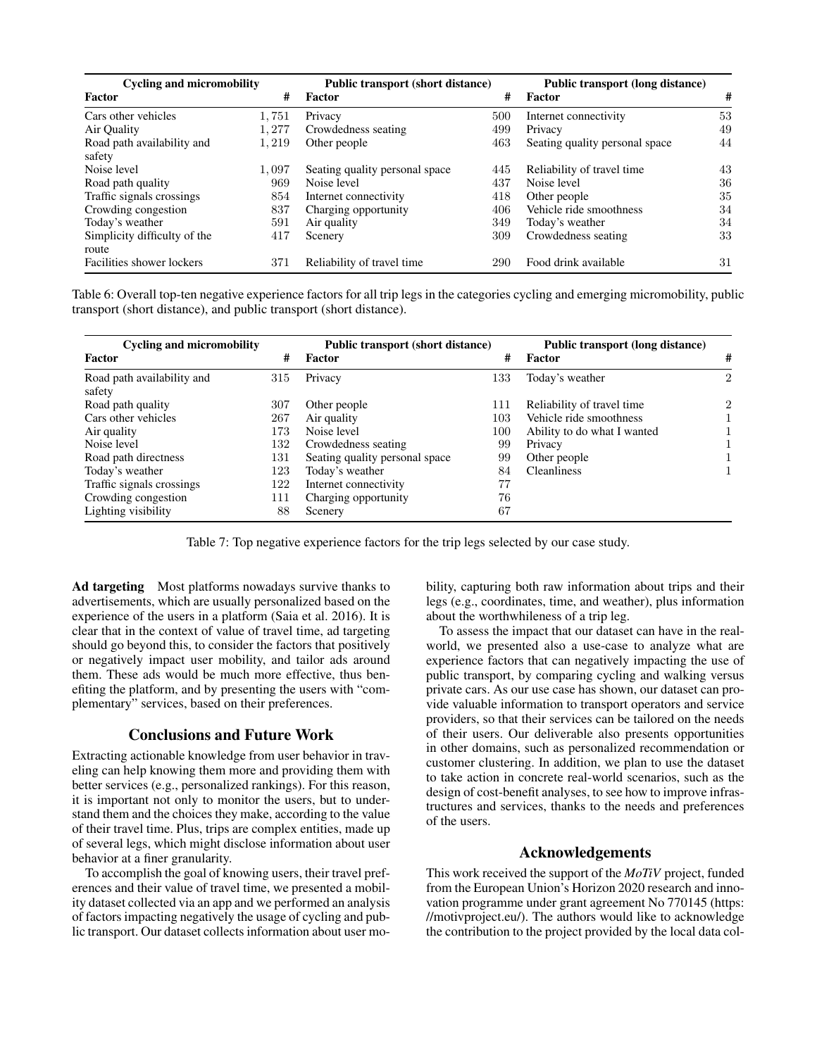| Cycling and micromobility | | Public transport (short distance) | | Public transport (long distance) | |
|---|---|---|---|---|---|
| **Factor** | **#** | **Factor** | **#** | **Factor** | **#** |
| Cars other vehicles | 1,751 | Privacy | 500 | Internet connectivity | 53 |
| Air Quality | 1,277 | Crowdedness seating | 499 | Privacy | 49 |
| Road path availability and safety | 1,219 | Other people | 463 | Seating quality personal space | 44 |
| Noise level | 1,097 | Seating quality personal space | 445 | Reliability of travel time | 43 |
| Road path quality | 969 | Noise level | 437 | Noise level | 36 |
| Traffic signals crossings | 854 | Internet connectivity | 418 | Other people | 35 |
| Crowding congestion | 837 | Charging opportunity | 406 | Vehicle ride smoothness | 34 |
| Today's weather | 591 | Air quality | 349 | Today's weather | 34 |
| Simplicity difficulty of the route | 417 | Scenery | 309 | Crowdedness seating | 33 |
| Facilities shower lockers | 371 | Reliability of travel time | 290 | Food drink available | 31 |

Table 6: Overall top-ten negative experience factors for all trip legs in the categories cycling and emerging micromobility, public transport (short distance), and public transport (short distance).

| Cycling and micromobility | | Public transport (short distance) | | Public transport (long distance) | |
|---|---|---|---|---|---|
| **Factor** | **#** | **Factor** | **#** | **Factor** | **#** |
| Road path availability and safety | 315 | Privacy | 133 | Today's weather | 2 |
| Road path quality | 307 | Other people | 111 | Reliability of travel time | 2 |
| Cars other vehicles | 267 | Air quality | 103 | Vehicle ride smoothness | 1 |
| Air quality | 173 | Noise level | 100 | Ability to do what I wanted | 1 |
| Noise level | 132 | Crowdedness seating | 99 | Privacy | 1 |
| Road path directness | 131 | Seating quality personal space | 99 | Other people | 1 |
| Today's weather | 123 | Today's weather | 84 | Cleanliness | 1 |
| Traffic signals crossings | 122 | Internet connectivity | 77 | | |
| Crowding congestion | 111 | Charging opportunity | 76 | | |
| Lighting visibility | 88 | Scenery | 67 | | |

Table 7: Top negative experience factors for the trip legs selected by our case study.

**Ad targeting** Most platforms nowadays survive thanks to advertisements, which are usually personalized based on the experience of the users in a platform (Saia et al. 2016). It is clear that in the context of value of travel time, ad targeting should go beyond this, to consider the factors that positively or negatively impact user mobility, and tailor ads around them. These ads would be much more effective, thus benefiting the platform, and by presenting the users with "complementary" services, based on their preferences.

## Conclusions and Future Work

Extracting actionable knowledge from user behavior in traveling can help knowing them more and providing them with better services (e.g., personalized rankings). For this reason, it is important not only to monitor the users, but to understand them and the choices they make, according to the value of their travel time. Plus, trips are complex entities, made up of several legs, which might disclose information about user behavior at a finer granularity.

To accomplish the goal of knowing users, their travel preferences and their value of travel time, we presented a mobility dataset collected via an app and we performed an analysis of factors impacting negatively the usage of cycling and public transport. Our dataset collects information about user mobility, capturing both raw information about trips and their legs (e.g., coordinates, time, and weather), plus information about the worthwhileness of a trip leg.

To assess the impact that our dataset can have in the real-world, we presented also a use-case to analyze what are experience factors that can negatively impacting the use of public transport, by comparing cycling and walking versus private cars. As our use case has shown, our dataset can provide valuable information to transport operators and service providers, so that their services can be tailored on the needs of their users. Our deliverable also presents opportunities in other domains, such as personalized recommendation or customer clustering. In addition, we plan to use the dataset to take action in concrete real-world scenarios, such as the design of cost-benefit analyses, to see how to improve infrastructures and services, thanks to the needs and preferences of the users.

## Acknowledgements

This work received the support of the *MoTiV* project, funded from the European Union's Horizon 2020 research and innovation programme under grant agreement No 770145 (https://motivproject.eu/). The authors would like to acknowledge the contribution to the project provided by the local data col-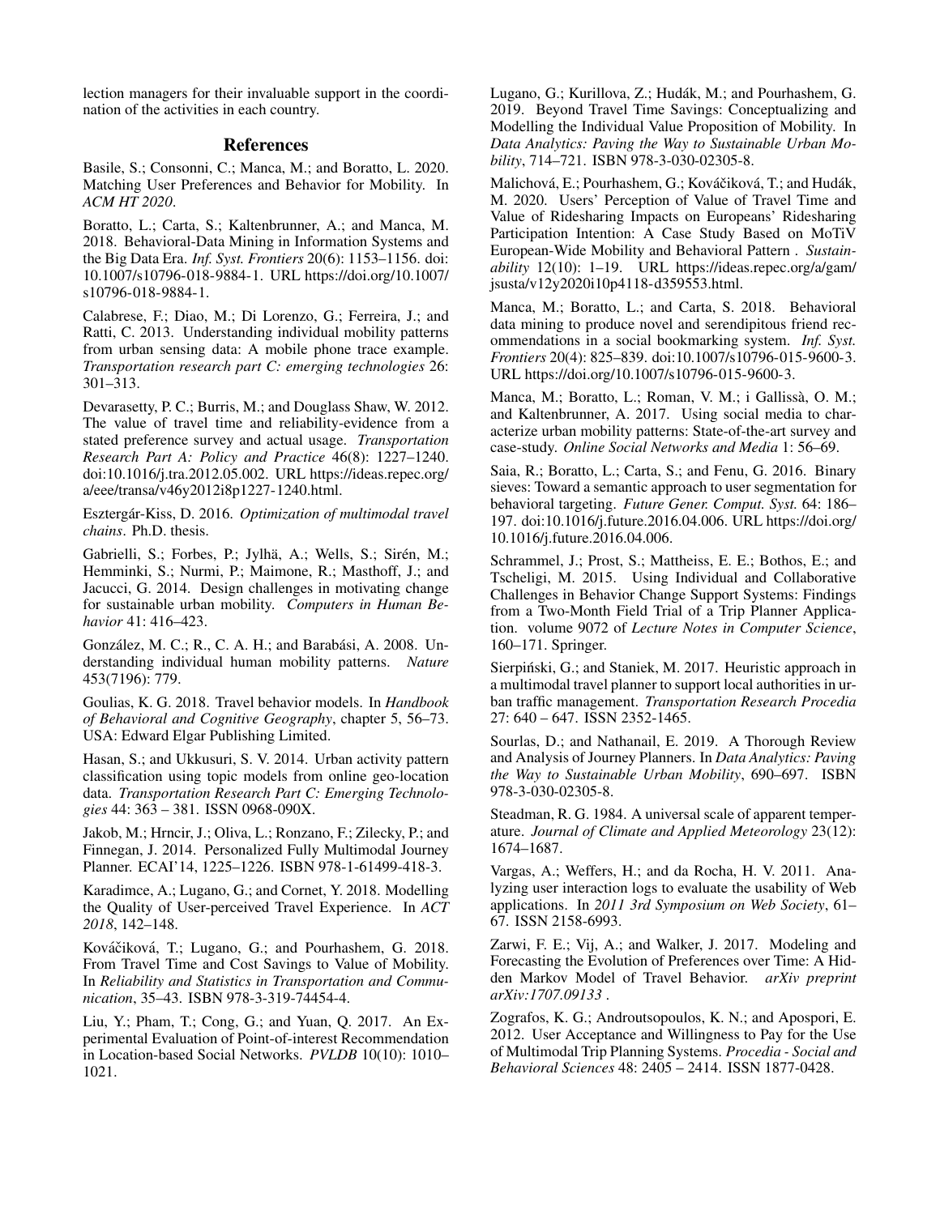lection managers for their invaluable support in the coordination of the activities in each country.

## References

Basile, S.; Consonni, C.; Manca, M.; and Boratto, L. 2020. Matching User Preferences and Behavior for Mobility. In *ACM HT 2020*.

Boratto, L.; Carta, S.; Kaltenbrunner, A.; and Manca, M. 2018. Behavioral-Data Mining in Information Systems and the Big Data Era. *Inf. Syst. Frontiers* 20(6): 1153–1156. doi: 10.1007/s10796-018-9884-1. URL https://doi.org/10.1007/s10796-018-9884-1.

Calabrese, F.; Diao, M.; Di Lorenzo, G.; Ferreira, J.; and Ratti, C. 2013. Understanding individual mobility patterns from urban sensing data: A mobile phone trace example. *Transportation research part C: emerging technologies* 26: 301–313.

Devarasetty, P. C.; Burris, M.; and Douglass Shaw, W. 2012. The value of travel time and reliability-evidence from a stated preference survey and actual usage. *Transportation Research Part A: Policy and Practice* 46(8): 1227–1240. doi:10.1016/j.tra.2012.05.002. URL https://ideas.repec.org/a/eee/transa/v46y2012i8p1227-1240.html.

Esztergár-Kiss, D. 2016. *Optimization of multimodal travel chains*. Ph.D. thesis.

Gabrielli, S.; Forbes, P.; Jylhä, A.; Wells, S.; Sirén, M.; Hemminki, S.; Nurmi, P.; Maimone, R.; Masthoff, J.; and Jacucci, G. 2014. Design challenges in motivating change for sustainable urban mobility. *Computers in Human Behavior* 41: 416–423.

González, M. C.; R., C. A. H.; and Barabási, A. 2008. Understanding individual human mobility patterns. *Nature* 453(7196): 779.

Goulias, K. G. 2018. Travel behavior models. In *Handbook of Behavioral and Cognitive Geography*, chapter 5, 56–73. USA: Edward Elgar Publishing Limited.

Hasan, S.; and Ukkusuri, S. V. 2014. Urban activity pattern classification using topic models from online geo-location data. *Transportation Research Part C: Emerging Technologies* 44: 363 – 381. ISSN 0968-090X.

Jakob, M.; Hrncir, J.; Oliva, L.; Ronzano, F.; Zilecky, P.; and Finnegan, J. 2014. Personalized Fully Multimodal Journey Planner. ECAI'14, 1225–1226. ISBN 978-1-61499-418-3.

Karadimce, A.; Lugano, G.; and Cornet, Y. 2018. Modelling the Quality of User-perceived Travel Experience. In *ACT 2018*, 142–148.

Kováčiková, T.; Lugano, G.; and Pourhashem, G. 2018. From Travel Time and Cost Savings to Value of Mobility. In *Reliability and Statistics in Transportation and Communication*, 35–43. ISBN 978-3-319-74454-4.

Liu, Y.; Pham, T.; Cong, G.; and Yuan, Q. 2017. An Experimental Evaluation of Point-of-interest Recommendation in Location-based Social Networks. *PVLDB* 10(10): 1010–1021.

Lugano, G.; Kurillova, Z.; Hudák, M.; and Pourhashem, G. 2019. Beyond Travel Time Savings: Conceptualizing and Modelling the Individual Value Proposition of Mobility. In *Data Analytics: Paving the Way to Sustainable Urban Mobility*, 714–721. ISBN 978-3-030-02305-8.

Malichová, E.; Pourhashem, G.; Kováčiková, T.; and Hudák, M. 2020. Users' Perception of Value of Travel Time and Value of Ridesharing Impacts on Europeans' Ridesharing Participation Intention: A Case Study Based on MoTiV European-Wide Mobility and Behavioral Pattern . *Sustainability* 12(10): 1–19. URL https://ideas.repec.org/a/gam/jsusta/v12y2020i10p4118-d359553.html.

Manca, M.; Boratto, L.; and Carta, S. 2018. Behavioral data mining to produce novel and serendipitous friend recommendations in a social bookmarking system. *Inf. Syst. Frontiers* 20(4): 825–839. doi:10.1007/s10796-015-9600-3. URL https://doi.org/10.1007/s10796-015-9600-3.

Manca, M.; Boratto, L.; Roman, V. M.; i Gallissà, O. M.; and Kaltenbrunner, A. 2017. Using social media to characterize urban mobility patterns: State-of-the-art survey and case-study. *Online Social Networks and Media* 1: 56–69.

Saia, R.; Boratto, L.; Carta, S.; and Fenu, G. 2016. Binary sieves: Toward a semantic approach to user segmentation for behavioral targeting. *Future Gener. Comput. Syst.* 64: 186–197. doi:10.1016/j.future.2016.04.006. URL https://doi.org/10.1016/j.future.2016.04.006.

Schrammel, J.; Prost, S.; Mattheiss, E. E.; Bothos, E.; and Tscheligi, M. 2015. Using Individual and Collaborative Challenges in Behavior Change Support Systems: Findings from a Two-Month Field Trial of a Trip Planner Application. volume 9072 of *Lecture Notes in Computer Science*, 160–171. Springer.

Sierpiński, G.; and Staniek, M. 2017. Heuristic approach in a multimodal travel planner to support local authorities in urban traffic management. *Transportation Research Procedia* 27: 640 – 647. ISSN 2352-1465.

Sourlas, D.; and Nathanail, E. 2019. A Thorough Review and Analysis of Journey Planners. In *Data Analytics: Paving the Way to Sustainable Urban Mobility*, 690–697. ISBN 978-3-030-02305-8.

Steadman, R. G. 1984. A universal scale of apparent temperature. *Journal of Climate and Applied Meteorology* 23(12): 1674–1687.

Vargas, A.; Weffers, H.; and da Rocha, H. V. 2011. Analyzing user interaction logs to evaluate the usability of Web applications. In *2011 3rd Symposium on Web Society*, 61–67. ISSN 2158-6993.

Zarwi, F. E.; Vij, A.; and Walker, J. 2017. Modeling and Forecasting the Evolution of Preferences over Time: A Hidden Markov Model of Travel Behavior. *arXiv preprint arXiv:1707.09133* .

Zografos, K. G.; Androutsopoulos, K. N.; and Apospori, E. 2012. User Acceptance and Willingness to Pay for the Use of Multimodal Trip Planning Systems. *Procedia - Social and Behavioral Sciences* 48: 2405 – 2414. ISSN 1877-0428.